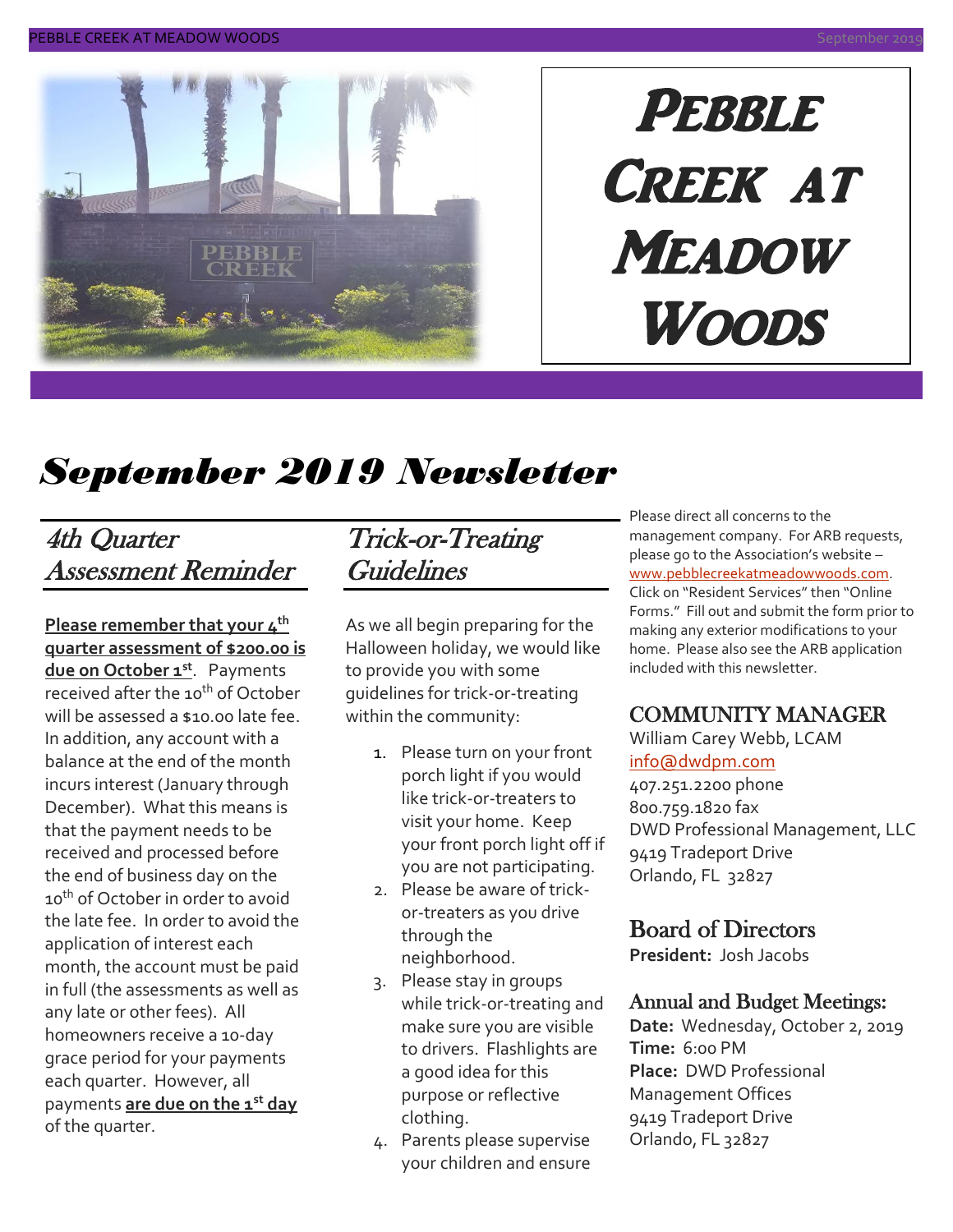# Pebble Creek at Meadow Woods

# September 2019 Newsletter

## 4th Quarter Assessment Reminder

**Please remember that your 4th quarter assessment of $200.00 is due on October 1st**. Payments received after the 10th of October will be assessed a $10.00 late fee. In addition, any account with a balance at the end of the month incurs interest (January through December). What this means is that the payment needs to be received and processed before the end of business day on the 10th of October in order to avoid the late fee. In order to avoid the application of interest each month, the account must be paid in full (the assessments as well as any late or other fees). All homeowners receive a 10-day grace period for your payments each quarter. However, all payments **are due on the 1st day** of the quarter.

## Trick-or-Treating Guidelines

As we all begin preparing for the Halloween holiday, we would like to provide you with some guidelines for trick-or-treating within the community:

1. Please turn on your front porch light if you would like trick-or-treaters to visit your home. Keep your front porch light off if you are not participating.
2. Please be aware of trick-or-treaters as you drive through the neighborhood.
3. Please stay in groups while trick-or-treating and make sure you are visible to drivers. Flashlights are a good idea for this purpose or reflective clothing.
4. Parents please supervise your children and ensure

Please direct all concerns to the management company. For ARB requests, please go to the Association's website – www.pebblecreekatmeadowwoods.com. Click on "Resident Services" then "Online Forms." Fill out and submit the form prior to making any exterior modifications to your home. Please also see the ARB application included with this newsletter.

## COMMUNITY MANAGER

William Carey Webb, LCAM
info@dwdpm.com
407.251.2200 phone
800.759.1820 fax
DWD Professional Management, LLC
9419 Tradeport Drive
Orlando, FL 32827

## Board of Directors

**President:** Josh Jacobs

## Annual and Budget Meetings:

**Date:** Wednesday, October 2, 2019
**Time:** 6:00 PM
**Place:** DWD Professional Management Offices
9419 Tradeport Drive
Orlando, FL 32827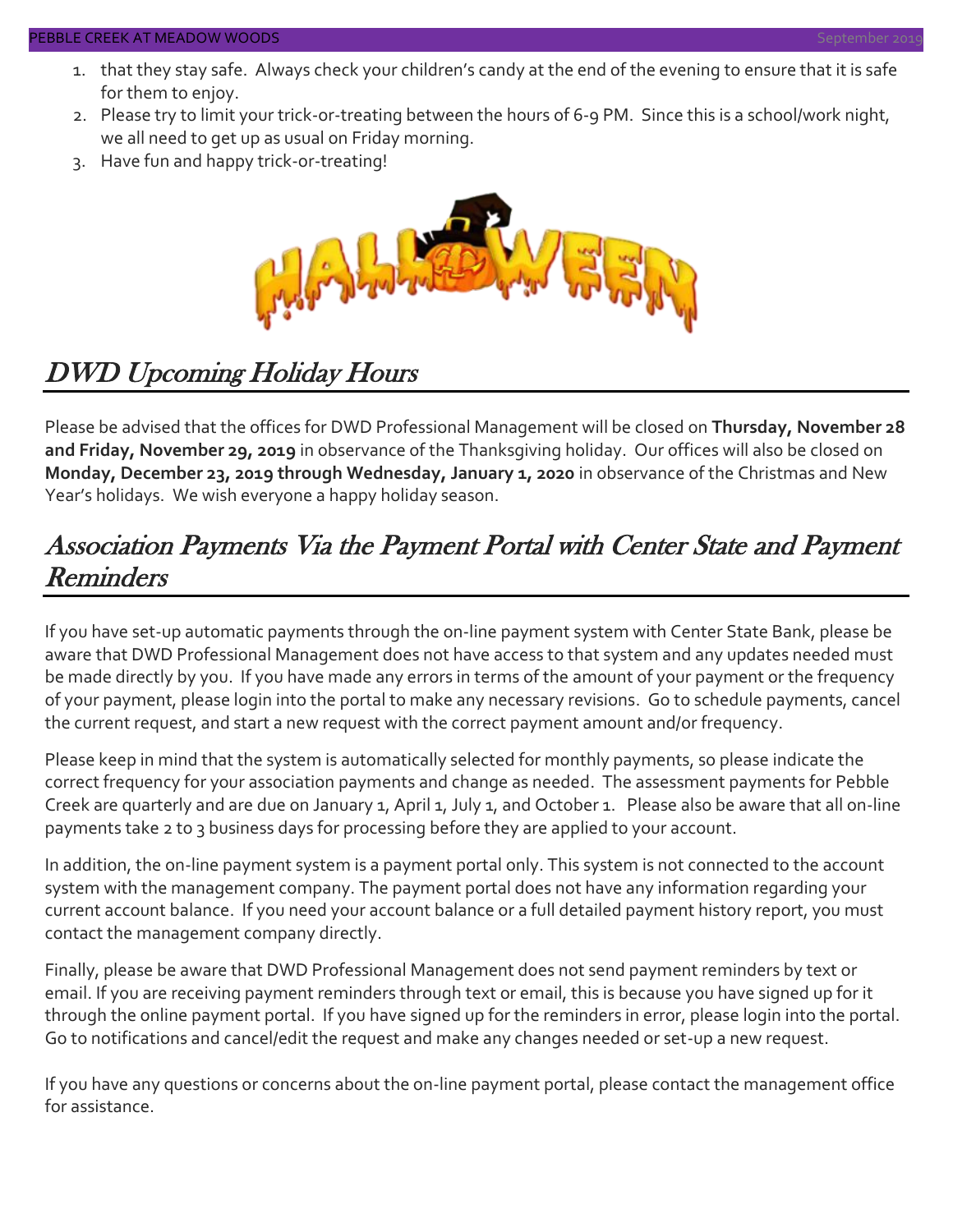1. that they stay safe. Always check your children's candy at the end of the evening to ensure that it is safe for them to enjoy.
2. Please try to limit your trick-or-treating between the hours of 6-9 PM. Since this is a school/work night, we all need to get up as usual on Friday morning.
3. Have fun and happy trick-or-treating!

## DWD Upcoming Holiday Hours

Please be advised that the offices for DWD Professional Management will be closed on **Thursday, November 28 and Friday, November 29, 2019** in observance of the Thanksgiving holiday. Our offices will also be closed on **Monday, December 23, 2019 through Wednesday, January 1, 2020** in observance of the Christmas and New Year's holidays. We wish everyone a happy holiday season.

## Association Payments Via the Payment Portal with Center State and Payment Reminders

If you have set-up automatic payments through the on-line payment system with Center State Bank, please be aware that DWD Professional Management does not have access to that system and any updates needed must be made directly by you. If you have made any errors in terms of the amount of your payment or the frequency of your payment, please login into the portal to make any necessary revisions. Go to schedule payments, cancel the current request, and start a new request with the correct payment amount and/or frequency.

Please keep in mind that the system is automatically selected for monthly payments, so please indicate the correct frequency for your association payments and change as needed. The assessment payments for Pebble Creek are quarterly and are due on January 1, April 1, July 1, and October 1. Please also be aware that all on-line payments take 2 to 3 business days for processing before they are applied to your account.

In addition, the on-line payment system is a payment portal only. This system is not connected to the account system with the management company. The payment portal does not have any information regarding your current account balance. If you need your account balance or a full detailed payment history report, you must contact the management company directly.

Finally, please be aware that DWD Professional Management does not send payment reminders by text or email. If you are receiving payment reminders through text or email, this is because you have signed up for it through the online payment portal. If you have signed up for the reminders in error, please login into the portal. Go to notifications and cancel/edit the request and make any changes needed or set-up a new request.

If you have any questions or concerns about the on-line payment portal, please contact the management office for assistance.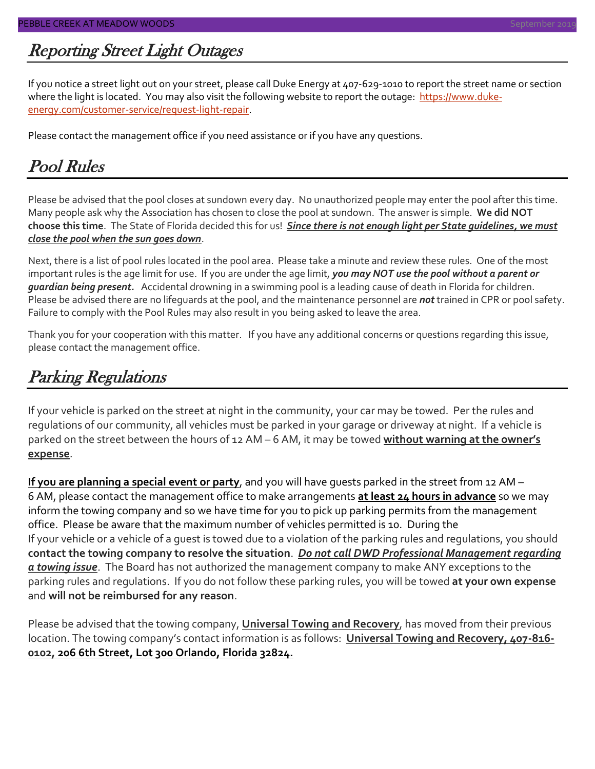## Reporting Street Light Outages

If you notice a street light out on your street, please call Duke Energy at 407-629-1010 to report the street name or section where the light is located. You may also visit the following website to report the outage: [https://www.duke-energy.com/customer-service/request-light-repair](https://www.duke-energy.com/customer-service/request-light-repair).

Please contact the management office if you need assistance or if you have any questions.

## Pool Rules

Please be advised that the pool closes at sundown every day. No unauthorized people may enter the pool after this time. Many people ask why the Association has chosen to close the pool at sundown. The answer is simple. **We did NOT choose this time**. The State of Florida decided this for us! ***Since there is not enough light per State guidelines, we must close the pool when the sun goes down***.

Next, there is a list of pool rules located in the pool area. Please take a minute and review these rules. One of the most important rules is the age limit for use. If you are under the age limit, ***you may NOT use the pool without a parent or guardian being present.*** Accidental drowning in a swimming pool is a leading cause of death in Florida for children. Please be advised there are no lifeguards at the pool, and the maintenance personnel are ***not*** trained in CPR or pool safety. Failure to comply with the Pool Rules may also result in you being asked to leave the area.

Thank you for your cooperation with this matter. If you have any additional concerns or questions regarding this issue, please contact the management office.

## Parking Regulations

If your vehicle is parked on the street at night in the community, your car may be towed. Per the rules and regulations of our community, all vehicles must be parked in your garage or driveway at night. If a vehicle is parked on the street between the hours of 12 AM – 6 AM, it may be towed **without warning at the owner's expense**.

**If you are planning a special event or party**, and you will have guests parked in the street from 12 AM – 6 AM, please contact the management office to make arrangements **at least 24 hours in advance** so we may inform the towing company and so we have time for you to pick up parking permits from the management office. Please be aware that the maximum number of vehicles permitted is 10. During the
If your vehicle or a vehicle of a guest is towed due to a violation of the parking rules and regulations, you should **contact the towing company to resolve the situation**. ***Do not call DWD Professional Management regarding a towing issue***. The Board has not authorized the management company to make ANY exceptions to the parking rules and regulations. If you do not follow these parking rules, you will be towed **at your own expense** and **will not be reimbursed for any reason**.

Please be advised that the towing company, **Universal Towing and Recovery**, has moved from their previous location. The towing company's contact information is as follows: **Universal Towing and Recovery, 407-816-0102, 206 6th Street, Lot 300 Orlando, Florida 32824.**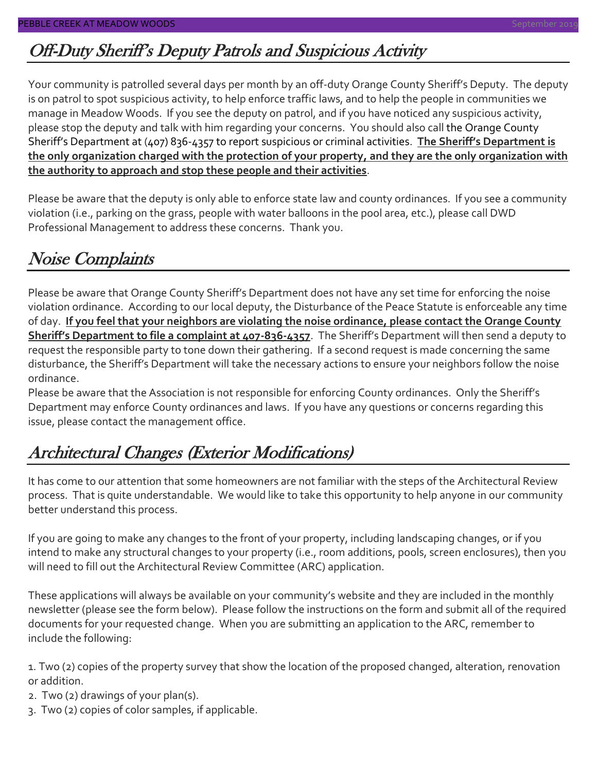## Off-Duty Sheriff's Deputy Patrols and Suspicious Activity

Your community is patrolled several days per month by an off-duty Orange County Sheriff's Deputy. The deputy is on patrol to spot suspicious activity, to help enforce traffic laws, and to help the people in communities we manage in Meadow Woods. If you see the deputy on patrol, and if you have noticed any suspicious activity, please stop the deputy and talk with him regarding your concerns. You should also call the Orange County Sheriff's Department at (407) 836-4357 to report suspicious or criminal activities. **The Sheriff's Department is the only organization charged with the protection of your property, and they are the only organization with the authority to approach and stop these people and their activities**.

Please be aware that the deputy is only able to enforce state law and county ordinances. If you see a community violation (i.e., parking on the grass, people with water balloons in the pool area, etc.), please call DWD Professional Management to address these concerns. Thank you.

## Noise Complaints

Please be aware that Orange County Sheriff's Department does not have any set time for enforcing the noise violation ordinance. According to our local deputy, the Disturbance of the Peace Statute is enforceable any time of day. **If you feel that your neighbors are violating the noise ordinance, please contact the Orange County Sheriff's Department to file a complaint at 407-836-4357**. The Sheriff's Department will then send a deputy to request the responsible party to tone down their gathering. If a second request is made concerning the same disturbance, the Sheriff's Department will take the necessary actions to ensure your neighbors follow the noise ordinance.

Please be aware that the Association is not responsible for enforcing County ordinances. Only the Sheriff's Department may enforce County ordinances and laws. If you have any questions or concerns regarding this issue, please contact the management office.

## Architectural Changes (Exterior Modifications)

It has come to our attention that some homeowners are not familiar with the steps of the Architectural Review process. That is quite understandable. We would like to take this opportunity to help anyone in our community better understand this process.

If you are going to make any changes to the front of your property, including landscaping changes, or if you intend to make any structural changes to your property (i.e., room additions, pools, screen enclosures), then you will need to fill out the Architectural Review Committee (ARC) application.

These applications will always be available on your community's website and they are included in the monthly newsletter (please see the form below). Please follow the instructions on the form and submit all of the required documents for your requested change. When you are submitting an application to the ARC, remember to include the following:

1. Two (2) copies of the property survey that show the location of the proposed changed, alteration, renovation or addition.
2. Two (2) drawings of your plan(s).
3. Two (2) copies of color samples, if applicable.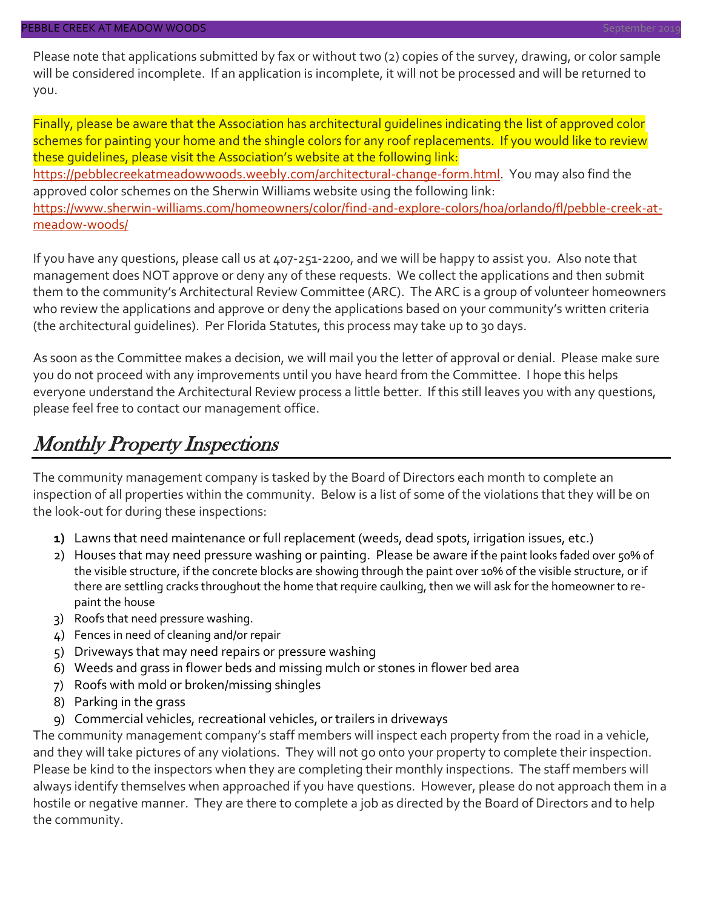Please note that applications submitted by fax or without two (2) copies of the survey, drawing, or color sample will be considered incomplete. If an application is incomplete, it will not be processed and will be returned to you.

Finally, please be aware that the Association has architectural guidelines indicating the list of approved color schemes for painting your home and the shingle colors for any roof replacements. If you would like to review these guidelines, please visit the Association's website at the following link: https://pebblecreekatmeadowwoods.weebly.com/architectural-change-form.html. You may also find the approved color schemes on the Sherwin Williams website using the following link: https://www.sherwin-williams.com/homeowners/color/find-and-explore-colors/hoa/orlando/fl/pebble-creek-at-meadow-woods/

If you have any questions, please call us at 407-251-2200, and we will be happy to assist you. Also note that management does NOT approve or deny any of these requests. We collect the applications and then submit them to the community's Architectural Review Committee (ARC). The ARC is a group of volunteer homeowners who review the applications and approve or deny the applications based on your community's written criteria (the architectural guidelines). Per Florida Statutes, this process may take up to 30 days.

As soon as the Committee makes a decision, we will mail you the letter of approval or denial. Please make sure you do not proceed with any improvements until you have heard from the Committee. I hope this helps everyone understand the Architectural Review process a little better. If this still leaves you with any questions, please feel free to contact our management office.

## Monthly Property Inspections

The community management company is tasked by the Board of Directors each month to complete an inspection of all properties within the community. Below is a list of some of the violations that they will be on the look-out for during these inspections:

1) Lawns that need maintenance or full replacement (weeds, dead spots, irrigation issues, etc.)
2) Houses that may need pressure washing or painting. Please be aware if the paint looks faded over 50% of the visible structure, if the concrete blocks are showing through the paint over 10% of the visible structure, or if there are settling cracks throughout the home that require caulking, then we will ask for the homeowner to re-paint the house
3) Roofs that need pressure washing.
4) Fences in need of cleaning and/or repair
5) Driveways that may need repairs or pressure washing
6) Weeds and grass in flower beds and missing mulch or stones in flower bed area
7) Roofs with mold or broken/missing shingles
8) Parking in the grass
9) Commercial vehicles, recreational vehicles, or trailers in driveways

The community management company's staff members will inspect each property from the road in a vehicle, and they will take pictures of any violations. They will not go onto your property to complete their inspection. Please be kind to the inspectors when they are completing their monthly inspections. The staff members will always identify themselves when approached if you have questions. However, please do not approach them in a hostile or negative manner. They are there to complete a job as directed by the Board of Directors and to help the community.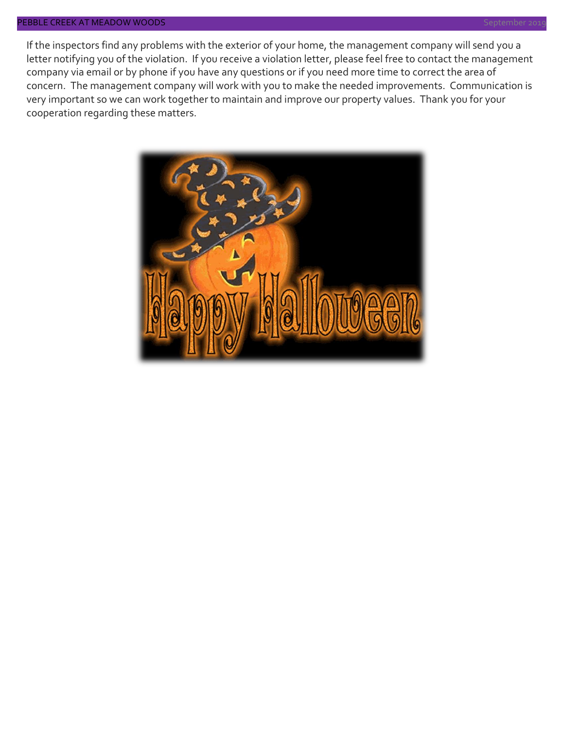If the inspectors find any problems with the exterior of your home, the management company will send you a letter notifying you of the violation. If you receive a violation letter, please feel free to contact the management company via email or by phone if you have any questions or if you need more time to correct the area of concern. The management company will work with you to make the needed improvements. Communication is very important so we can work together to maintain and improve our property values. Thank you for your cooperation regarding these matters.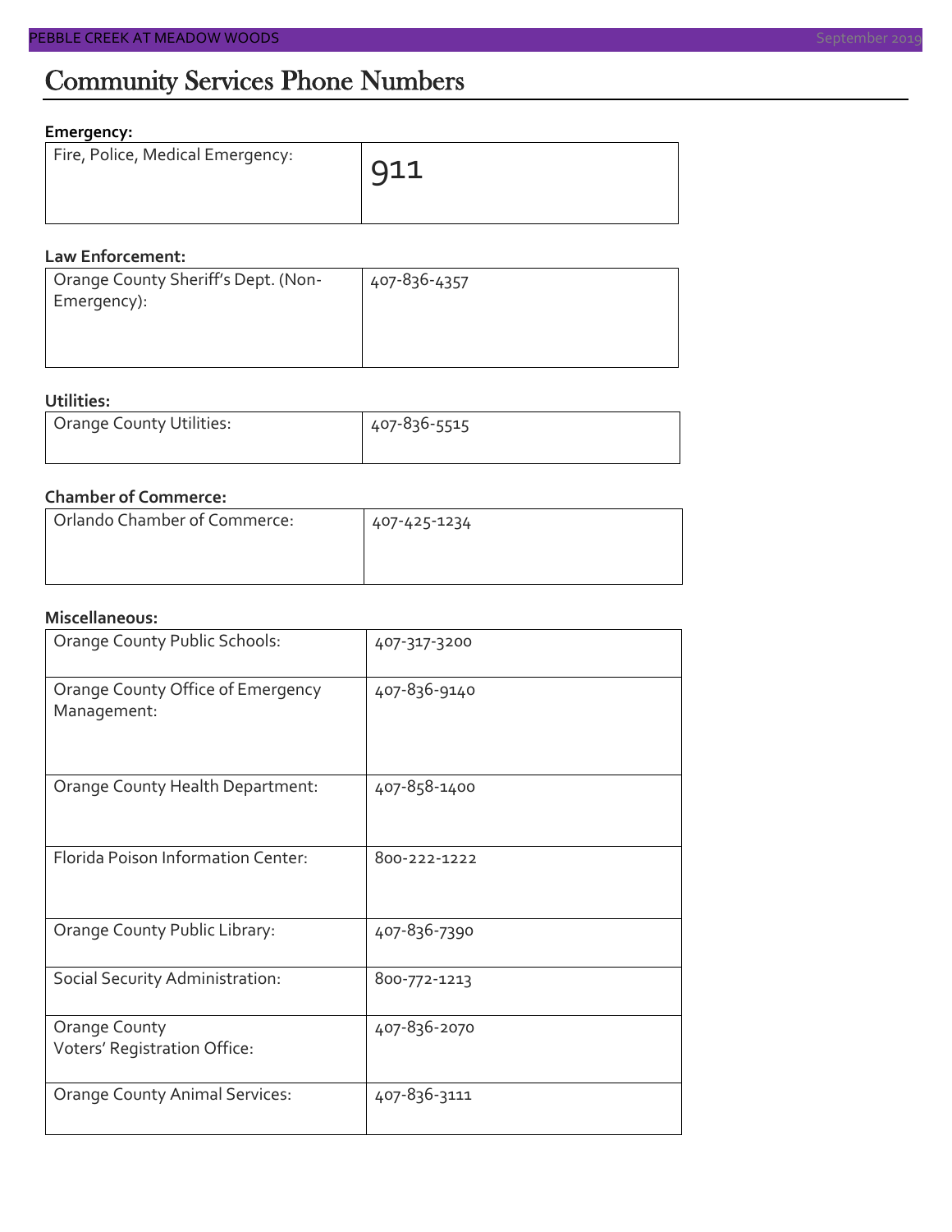# Community Services Phone Numbers

**Emergency:**

| | |
|---|---|
| Fire, Police, Medical Emergency: | 911 |

**Law Enforcement:**

| | |
|---|---|
| Orange County Sheriff's Dept. (Non-Emergency): | 407-836-4357 |

**Utilities:**

| | |
|---|---|
| Orange County Utilities: | 407-836-5515 |

**Chamber of Commerce:**

| | |
|---|---|
| Orlando Chamber of Commerce: | 407-425-1234 |

**Miscellaneous:**

| | |
|---|---|
| Orange County Public Schools: | 407-317-3200 |
| Orange County Office of Emergency Management: | 407-836-9140 |
| Orange County Health Department: | 407-858-1400 |
| Florida Poison Information Center: | 800-222-1222 |
| Orange County Public Library: | 407-836-7390 |
| Social Security Administration: | 800-772-1213 |
| Orange County Voters' Registration Office: | 407-836-2070 |
| Orange County Animal Services: | 407-836-3111 |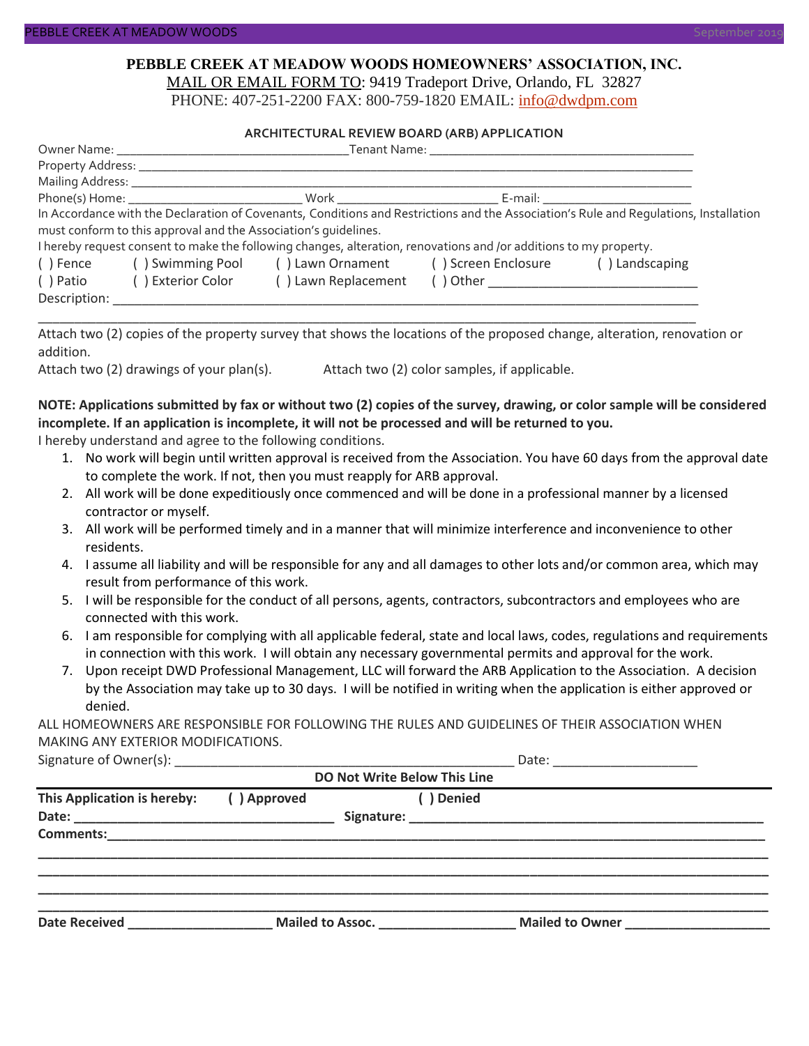**PEBBLE CREEK AT MEADOW WOODS HOMEOWNERS' ASSOCIATION, INC.**

MAIL OR EMAIL FORM TO: 9419 Tradeport Drive, Orlando, FL 32827

PHONE: 407-251-2200 FAX: 800-759-1820 EMAIL: info@dwdpm.com

**ARCHITECTURAL REVIEW BOARD (ARB) APPLICATION**

Owner Name: ___________________________________ Tenant Name: ________________________________________

Property Address: _______________________________________________________________________________

Mailing Address: ________________________________________________________________________________

Phone(s) Home: __________________________ Work _________________________ E-mail: ______________________

In Accordance with the Declaration of Covenants, Conditions and Restrictions and the Association's Rule and Regulations, Installation must conform to this approval and the Association's guidelines.

I hereby request consent to make the following changes, alteration, renovations and /or additions to my property.

( ) Fence ( ) Swimming Pool ( ) Lawn Ornament ( ) Screen Enclosure ( ) Landscaping

( ) Patio ( ) Exterior Color ( ) Lawn Replacement ( ) Other ______________________________

Description: ____________________________________________________________________________________

_______________________________________________________________________________________________

Attach two (2) copies of the property survey that shows the locations of the proposed change, alteration, renovation or addition.

Attach two (2) drawings of your plan(s). Attach two (2) color samples, if applicable.

**NOTE: Applications submitted by fax or without two (2) copies of the survey, drawing, or color sample will be considered incomplete. If an application is incomplete, it will not be processed and will be returned to you.**

I hereby understand and agree to the following conditions.

1. No work will begin until written approval is received from the Association. You have 60 days from the approval date to complete the work. If not, then you must reapply for ARB approval.
2. All work will be done expeditiously once commenced and will be done in a professional manner by a licensed contractor or myself.
3. All work will be performed timely and in a manner that will minimize interference and inconvenience to other residents.
4. I assume all liability and will be responsible for any and all damages to other lots and/or common area, which may result from performance of this work.
5. I will be responsible for the conduct of all persons, agents, contractors, subcontractors and employees who are connected with this work.
6. I am responsible for complying with all applicable federal, state and local laws, codes, regulations and requirements in connection with this work. I will obtain any necessary governmental permits and approval for the work.
7. Upon receipt DWD Professional Management, LLC will forward the ARB Application to the Association. A decision by the Association may take up to 30 days. I will be notified in writing when the application is either approved or denied.

ALL HOMEOWNERS ARE RESPONSIBLE FOR FOLLOWING THE RULES AND GUIDELINES OF THEIR ASSOCIATION WHEN MAKING ANY EXTERIOR MODIFICATIONS.

Signature of Owner(s): _________________________________________________ Date: ____________________

**DO Not Write Below This Line**

**This Application is hereby: ( ) Approved ( ) Denied**

**Date:** ___________________________________ **Signature:** ___________________________________________________

**Comments:**____________________________________________________________________________________

_______________________________________________________________________________________________

_______________________________________________________________________________________________

_______________________________________________________________________________________________

_______________________________________________________________________________________________

**Date Received** ____________________ **Mailed to Assoc.** ___________________ **Mailed to Owner** ____________________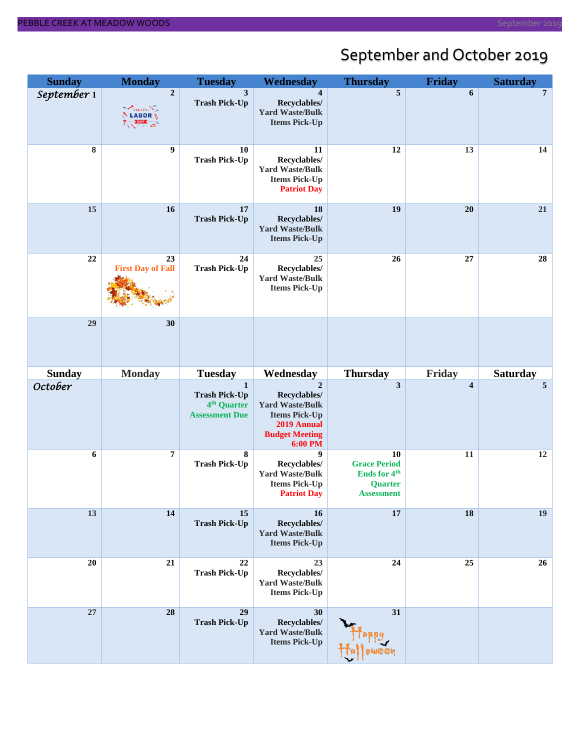# September and October 2019

| Sunday | Monday | Tuesday | Wednesday | Thursday | Friday | Saturday |
|---|---|---|---|---|---|---|
| *September* 1 | 2 | 3 Trash Pick-Up | 4 Recyclables/ Yard Waste/Bulk Items Pick-Up | 5 | 6 | 7 |
| 8 | 9 | 10 Trash Pick-Up | 11 Recyclables/ Yard Waste/Bulk Items Pick-Up Patriot Day | 12 | 13 | 14 |
| 15 | 16 | 17 Trash Pick-Up | 18 Recyclables/ Yard Waste/Bulk Items Pick-Up | 19 | 20 | 21 |
| 22 | 23 First Day of Fall | 24 Trash Pick-Up | 25 Recyclables/ Yard Waste/Bulk Items Pick-Up | 26 | 27 | 28 |
| 29 | 30 | | | | | |

| Sunday | Monday | Tuesday | Wednesday | Thursday | Friday | Saturday |
|---|---|---|---|---|---|---|
| *October* | | 1 Trash Pick-Up 4th Quarter Assessment Due | 2 Recyclables/ Yard Waste/Bulk Items Pick-Up 2019 Annual Budget Meeting 6:00 PM | 3 | 4 | 5 |
| 6 | 7 | 8 Trash Pick-Up | 9 Recyclables/ Yard Waste/Bulk Items Pick-Up Patriot Day | 10 Grace Period Ends for 4th Quarter Assessment | 11 | 12 |
| 13 | 14 | 15 Trash Pick-Up | 16 Recyclables/ Yard Waste/Bulk Items Pick-Up | 17 | 18 | 19 |
| 20 | 21 | 22 Trash Pick-Up | 23 Recyclables/ Yard Waste/Bulk Items Pick-Up | 24 | 25 | 26 |
| 27 | 28 | 29 Trash Pick-Up | 30 Recyclables/ Yard Waste/Bulk Items Pick-Up | 31 Happy Halloween | | |